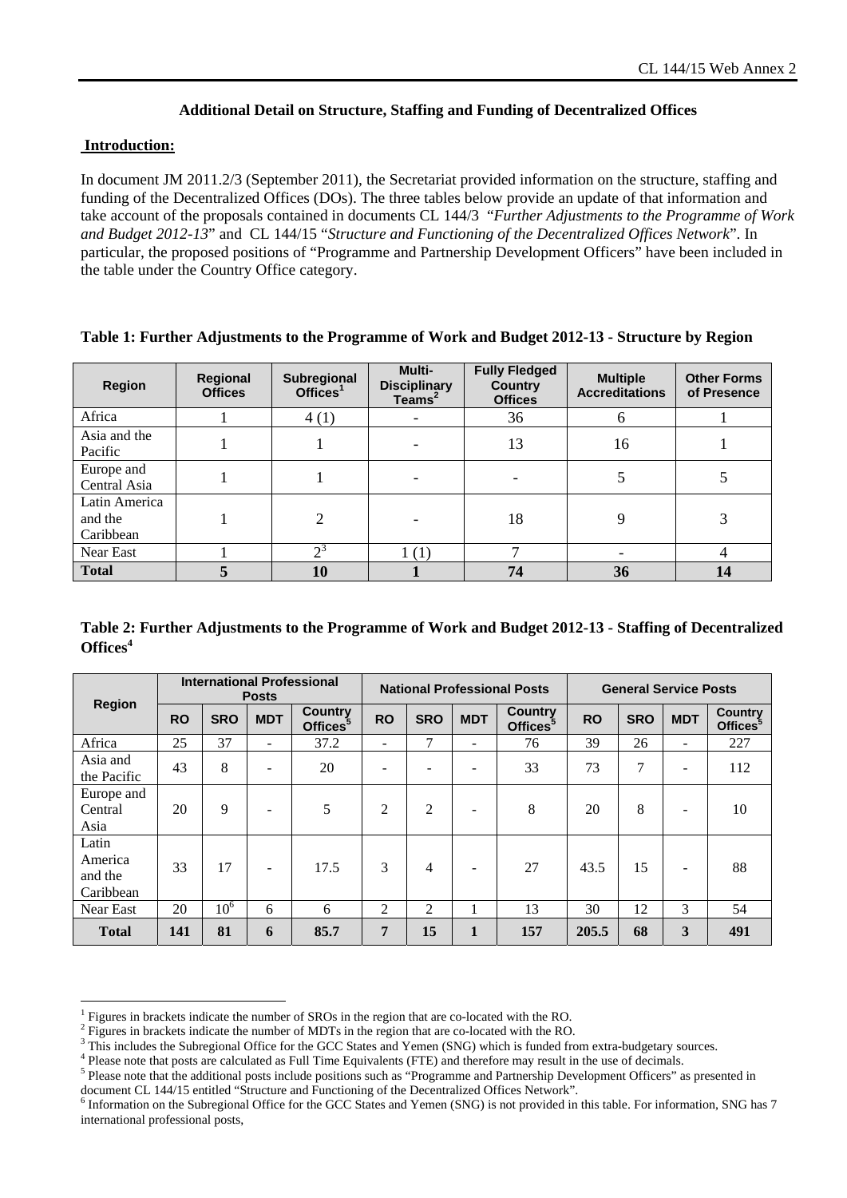CL 144/15 Web Annex 2

**Additional Detail on Structure, Staffing and Funding of Decentralized Offices**

**Introduction:**

In document JM 2011.2/3 (September 2011), the Secretariat provided information on the structure, staffing and funding of the Decentralized Offices (DOs). The three tables below provide an update of that information and take account of the proposals contained in documents CL 144/3 "*Further Adjustments to the Programme of Work and Budget 2012-13*" and CL 144/15 "*Structure and Functioning of the Decentralized Offices Network*". In particular, the proposed positions of "Programme and Partnership Development Officers" have been included in the table under the Country Office category.

**Table 1: Further Adjustments to the Programme of Work and Budget 2012-13 - Structure by Region**

| Region | Regional Offices | Subregional Offices[1] | Multi-Disciplinary Teams[2] | Fully Fledged Country Offices | Multiple Accreditations | Other Forms of Presence |
|---|---|---|---|---|---|---|
| Africa | 1 | 4 (1) | - | 36 | 6 | 1 |
| Asia and the Pacific | 1 | 1 | - | 13 | 16 | 1 |
| Europe and Central Asia | 1 | 1 | - | - | 5 | 5 |
| Latin America and the Caribbean | 1 | 2 | - | 18 | 9 | 3 |
| Near East | 1 | 2[3] | 1 (1) | 7 | - | 4 |
| **Total** | **5** | **10** | **1** | **74** | **36** | **14** |

**Table 2: Further Adjustments to the Programme of Work and Budget 2012-13 - Staffing of Decentralized Offices[4]**

| Region | International Professional Posts | | | | National Professional Posts | | | | General Service Posts | | | |
|---|---|---|---|---|---|---|---|---|---|---|---|---|
| | RO | SRO | MDT | Country Offices[5] | RO | SRO | MDT | Country Offices[5] | RO | SRO | MDT | Country Offices[5] |
| Africa | 25 | 37 | - | 37.2 | - | 7 | - | 76 | 39 | 26 | - | 227 |
| Asia and the Pacific | 43 | 8 | - | 20 | - | - | - | 33 | 73 | 7 | - | 112 |
| Europe and Central Asia | 20 | 9 | - | 5 | 2 | 2 | - | 8 | 20 | 8 | - | 10 |
| Latin America and the Caribbean | 33 | 17 | - | 17.5 | 3 | 4 | - | 27 | 43.5 | 15 | - | 88 |
| Near East | 20 | 10[6] | 6 | 6 | 2 | 2 | 1 | 13 | 30 | 12 | 3 | 54 |
| **Total** | **141** | **81** | **6** | **85.7** | **7** | **15** | **1** | **157** | **205.5** | **68** | **3** | **491** |

[1] Figures in brackets indicate the number of SROs in the region that are co-located with the RO.
[2] Figures in brackets indicate the number of MDTs in the region that are co-located with the RO.
[3] This includes the Subregional Office for the GCC States and Yemen (SNG) which is funded from extra-budgetary sources.
[4] Please note that posts are calculated as Full Time Equivalents (FTE) and therefore may result in the use of decimals.
[5] Please note that the additional posts include positions such as "Programme and Partnership Development Officers" as presented in document CL 144/15 entitled "Structure and Functioning of the Decentralized Offices Network".
[6] Information on the Subregional Office for the GCC States and Yemen (SNG) is not provided in this table. For information, SNG has 7 international professional posts,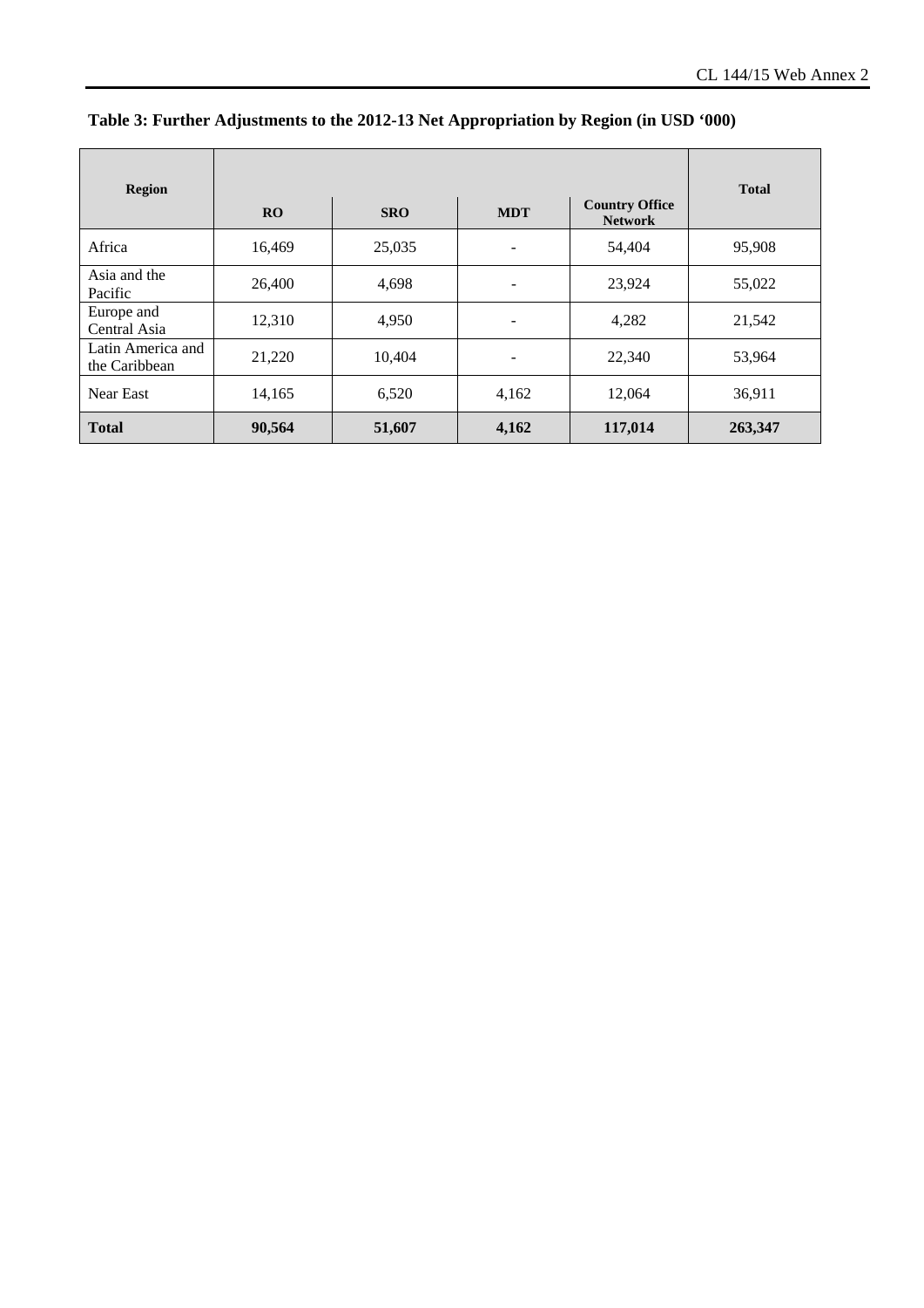**Table 3: Further Adjustments to the 2012-13 Net Appropriation by Region (in USD '000)**

| Region | RO | SRO | MDT | Country Office Network | Total |
|---|---|---|---|---|---|
| Africa | 16,469 | 25,035 | - | 54,404 | 95,908 |
| Asia and the Pacific | 26,400 | 4,698 | - | 23,924 | 55,022 |
| Europe and Central Asia | 12,310 | 4,950 | - | 4,282 | 21,542 |
| Latin America and the Caribbean | 21,220 | 10,404 | - | 22,340 | 53,964 |
| Near East | 14,165 | 6,520 | 4,162 | 12,064 | 36,911 |
| **Total** | **90,564** | **51,607** | **4,162** | **117,014** | **263,347** |